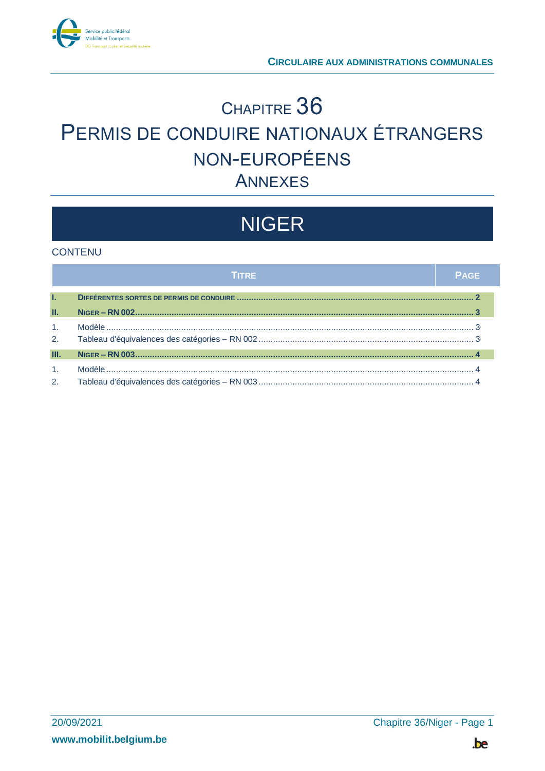# CHAPITRE 36

# PERMIS DE CONDUIRE NATIONAUX ÉTRANGERS NON-EUROPÉENS

## ANNEXES

# NIGER

CONTENU

| | TITRE | PAGE |
|---|---|---|
| **I.** | **DIFFÉRENTES SORTES DE PERMIS DE CONDUIRE** | **2** |
| **II.** | **NIGER – RN 002** | **3** |
| 1. | Modèle | 3 |
| 2. | Tableau d'équivalences des catégories – RN 002 | 3 |
| **III.** | **NIGER – RN 003** | **4** |
| 1. | Modèle | 4 |
| 2. | Tableau d'équivalences des catégories – RN 003 | 4 |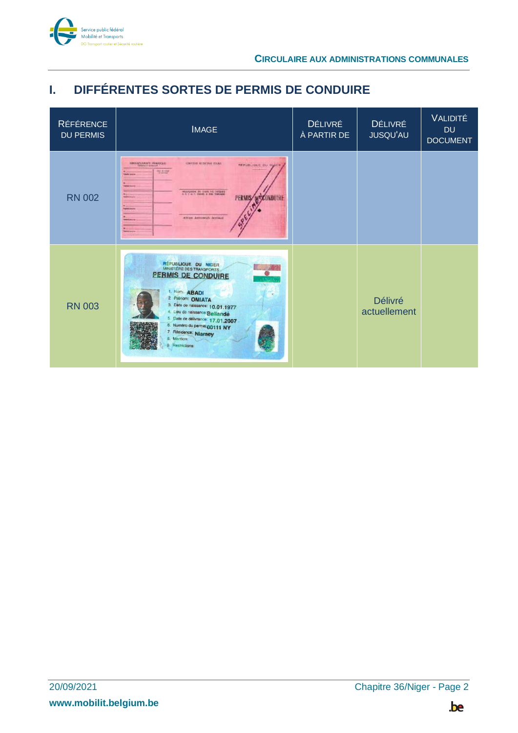# I. DIFFÉRENTES SORTES DE PERMIS DE CONDUIRE

| RÉFÉRENCE DU PERMIS | IMAGE | DÉLIVRÉ À PARTIR DE | DÉLIVRÉ JUSQU'AU | VALIDITÉ DU DOCUMENT |
|---|---|---|---|---|
| RN 002 | | | | |
| RN 003 | | | Délivré actuellement | |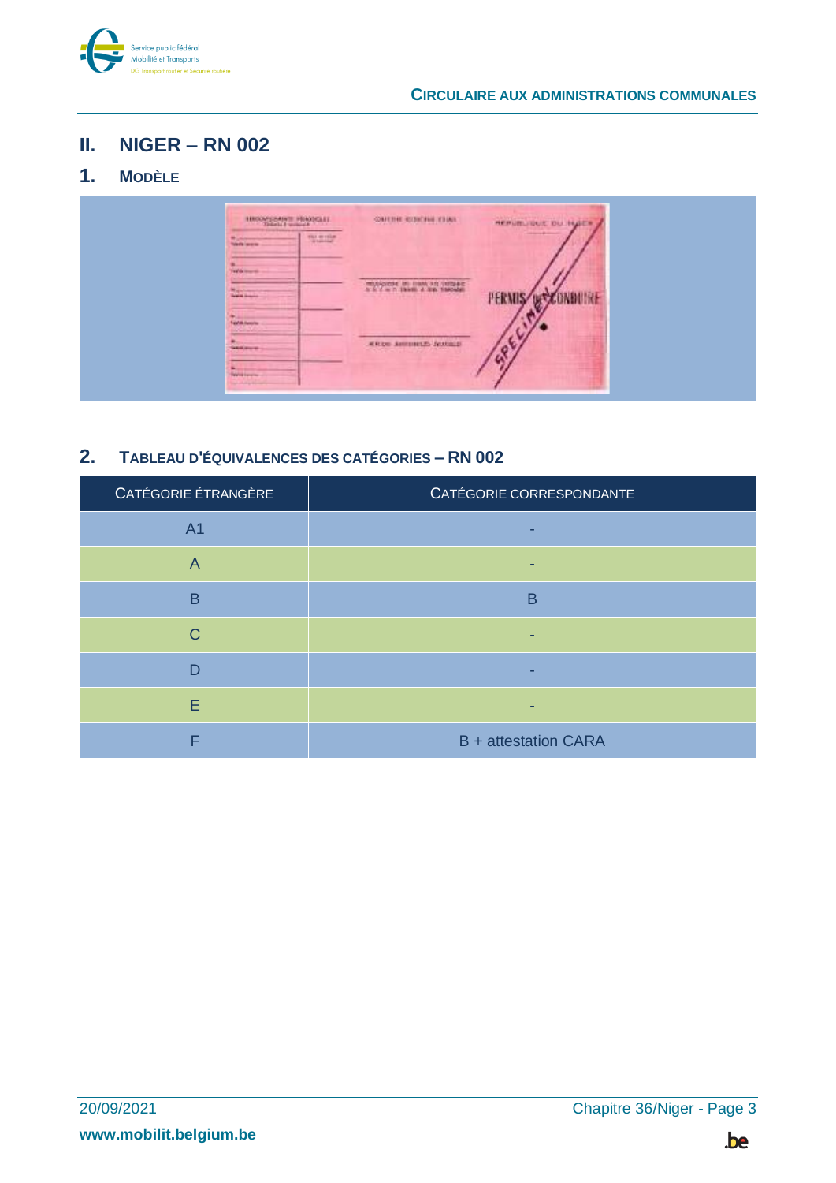# II. NIGER – RN 002

## 1. MODÈLE

## 2. TABLEAU D'ÉQUIVALENCES DES CATÉGORIES – RN 002

| CATÉGORIE ÉTRANGÈRE | CATÉGORIE CORRESPONDANTE |
|---|---|
| A1 | - |
| A | - |
| B | B |
| C | - |
| D | - |
| E | - |
| F | B + attestation CARA |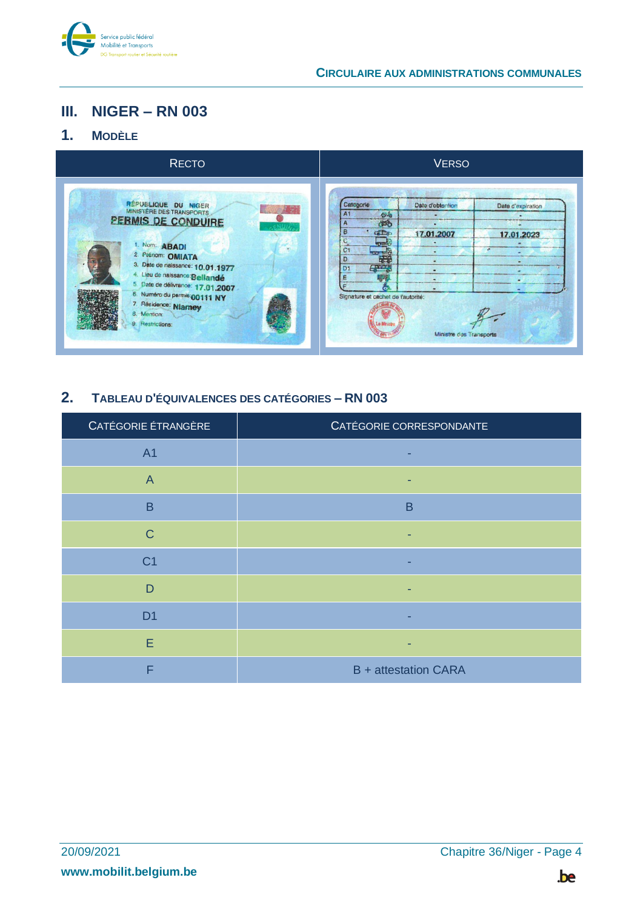# III. NIGER – RN 003

## 1. Modèle

| Recto | Verso |
|---|---|
| | |

## 2. Tableau d'équivalences des catégories – RN 003

| Catégorie étrangère | Catégorie correspondante |
|---|---|
| A1 | - |
| A | - |
| B | B |
| C | - |
| C1 | - |
| D | - |
| D1 | - |
| E | - |
| F | B + attestation CARA |